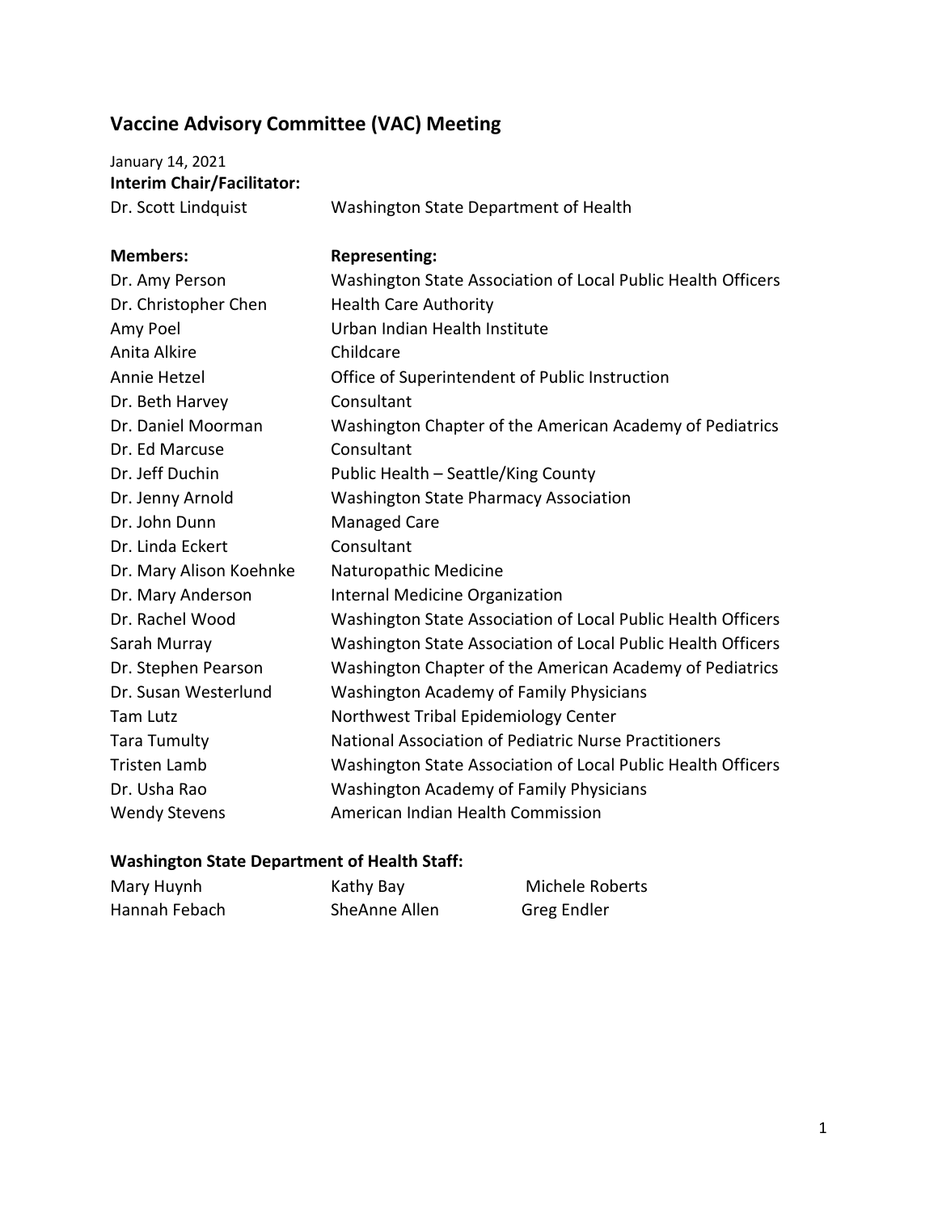# Vaccine Advisory Committee (VAC) Meeting

January 14, 2021

**Interim Chair/Facilitator:**

Dr. Scott Lindquist — Washington State Department of Health

| **Members:** | **Representing:** |
|---|---|
| Dr. Amy Person | Washington State Association of Local Public Health Officers |
| Dr. Christopher Chen | Health Care Authority |
| Amy Poel | Urban Indian Health Institute |
| Anita Alkire | Childcare |
| Annie Hetzel | Office of Superintendent of Public Instruction |
| Dr. Beth Harvey | Consultant |
| Dr. Daniel Moorman | Washington Chapter of the American Academy of Pediatrics |
| Dr. Ed Marcuse | Consultant |
| Dr. Jeff Duchin | Public Health – Seattle/King County |
| Dr. Jenny Arnold | Washington State Pharmacy Association |
| Dr. John Dunn | Managed Care |
| Dr. Linda Eckert | Consultant |
| Dr. Mary Alison Koehnke | Naturopathic Medicine |
| Dr. Mary Anderson | Internal Medicine Organization |
| Dr. Rachel Wood | Washington State Association of Local Public Health Officers |
| Sarah Murray | Washington State Association of Local Public Health Officers |
| Dr. Stephen Pearson | Washington Chapter of the American Academy of Pediatrics |
| Dr. Susan Westerlund | Washington Academy of Family Physicians |
| Tam Lutz | Northwest Tribal Epidemiology Center |
| Tara Tumulty | National Association of Pediatric Nurse Practitioners |
| Tristen Lamb | Washington State Association of Local Public Health Officers |
| Dr. Usha Rao | Washington Academy of Family Physicians |
| Wendy Stevens | American Indian Health Commission |

**Washington State Department of Health Staff:**

| | | |
|---|---|---|
| Mary Huynh | Kathy Bay | Michele Roberts |
| Hannah Febach | SheAnne Allen | Greg Endler |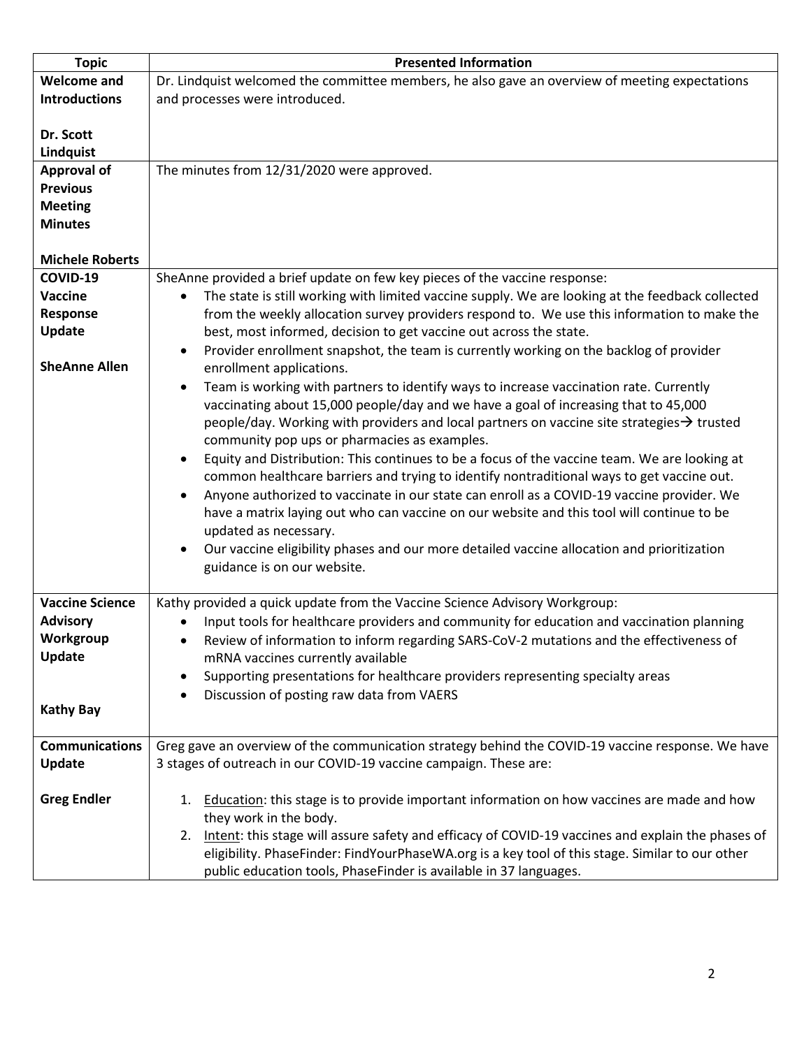| Topic | Presented Information |
|---|---|
| **Welcome and Introductions**<br><br>**Dr. Scott Lindquist** | Dr. Lindquist welcomed the committee members, he also gave an overview of meeting expectations and processes were introduced. |
| **Approval of Previous Meeting Minutes**<br><br>**Michele Roberts** | The minutes from 12/31/2020 were approved. |
| **COVID-19 Vaccine Response Update**<br><br>**SheAnne Allen** | SheAnne provided a brief update on few key pieces of the vaccine response:<br>• The state is still working with limited vaccine supply. We are looking at the feedback collected from the weekly allocation survey providers respond to. We use this information to make the best, most informed, decision to get vaccine out across the state.<br>• Provider enrollment snapshot, the team is currently working on the backlog of provider enrollment applications.<br>• Team is working with partners to identify ways to increase vaccination rate. Currently vaccinating about 15,000 people/day and we have a goal of increasing that to 45,000 people/day. Working with providers and local partners on vaccine site strategies→ trusted community pop ups or pharmacies as examples.<br>• Equity and Distribution: This continues to be a focus of the vaccine team. We are looking at common healthcare barriers and trying to identify nontraditional ways to get vaccine out.<br>• Anyone authorized to vaccinate in our state can enroll as a COVID-19 vaccine provider. We have a matrix laying out who can vaccine on our website and this tool will continue to be updated as necessary.<br>• Our vaccine eligibility phases and our more detailed vaccine allocation and prioritization guidance is on our website. |
| **Vaccine Science Advisory Workgroup Update**<br><br>**Kathy Bay** | Kathy provided a quick update from the Vaccine Science Advisory Workgroup:<br>• Input tools for healthcare providers and community for education and vaccination planning<br>• Review of information to inform regarding SARS-CoV-2 mutations and the effectiveness of mRNA vaccines currently available<br>• Supporting presentations for healthcare providers representing specialty areas<br>• Discussion of posting raw data from VAERS |
| **Communications Update**<br><br>**Greg Endler** | Greg gave an overview of the communication strategy behind the COVID-19 vaccine response. We have 3 stages of outreach in our COVID-19 vaccine campaign. These are:<br><br>1. Education: this stage is to provide important information on how vaccines are made and how they work in the body.<br>2. Intent: this stage will assure safety and efficacy of COVID-19 vaccines and explain the phases of eligibility. PhaseFinder: FindYourPhaseWA.org is a key tool of this stage. Similar to our other public education tools, PhaseFinder is available in 37 languages. |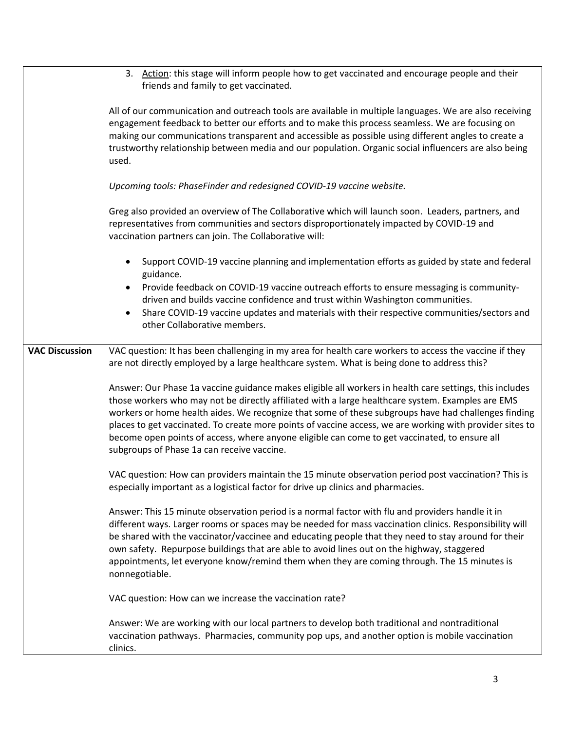| | |
|---|---|
| | 3. <u>Action</u>: this stage will inform people how to get vaccinated and encourage people and their friends and family to get vaccinated.<br><br>All of our communication and outreach tools are available in multiple languages. We are also receiving engagement feedback to better our efforts and to make this process seamless. We are focusing on making our communications transparent and accessible as possible using different angles to create a trustworthy relationship between media and our population. Organic social influencers are also being used.<br><br>*Upcoming tools: PhaseFinder and redesigned COVID-19 vaccine website.*<br><br>Greg also provided an overview of The Collaborative which will launch soon. Leaders, partners, and representatives from communities and sectors disproportionately impacted by COVID-19 and vaccination partners can join. The Collaborative will:<br><br>• Support COVID-19 vaccine planning and implementation efforts as guided by state and federal guidance.<br>• Provide feedback on COVID-19 vaccine outreach efforts to ensure messaging is community-driven and builds vaccine confidence and trust within Washington communities.<br>• Share COVID-19 vaccine updates and materials with their respective communities/sectors and other Collaborative members. |
| **VAC Discussion** | VAC question: It has been challenging in my area for health care workers to access the vaccine if they are not directly employed by a large healthcare system. What is being done to address this?<br><br>Answer: Our Phase 1a vaccine guidance makes eligible all workers in health care settings, this includes those workers who may not be directly affiliated with a large healthcare system. Examples are EMS workers or home health aides. We recognize that some of these subgroups have had challenges finding places to get vaccinated. To create more points of vaccine access, we are working with provider sites to become open points of access, where anyone eligible can come to get vaccinated, to ensure all subgroups of Phase 1a can receive vaccine.<br><br>VAC question: How can providers maintain the 15 minute observation period post vaccination? This is especially important as a logistical factor for drive up clinics and pharmacies.<br><br>Answer: This 15 minute observation period is a normal factor with flu and providers handle it in different ways. Larger rooms or spaces may be needed for mass vaccination clinics. Responsibility will be shared with the vaccinator/vaccinee and educating people that they need to stay around for their own safety. Repurpose buildings that are able to avoid lines out on the highway, staggered appointments, let everyone know/remind them when they are coming through. The 15 minutes is nonnegotiable.<br><br>VAC question: How can we increase the vaccination rate?<br><br>Answer: We are working with our local partners to develop both traditional and nontraditional vaccination pathways. Pharmacies, community pop ups, and another option is mobile vaccination clinics. |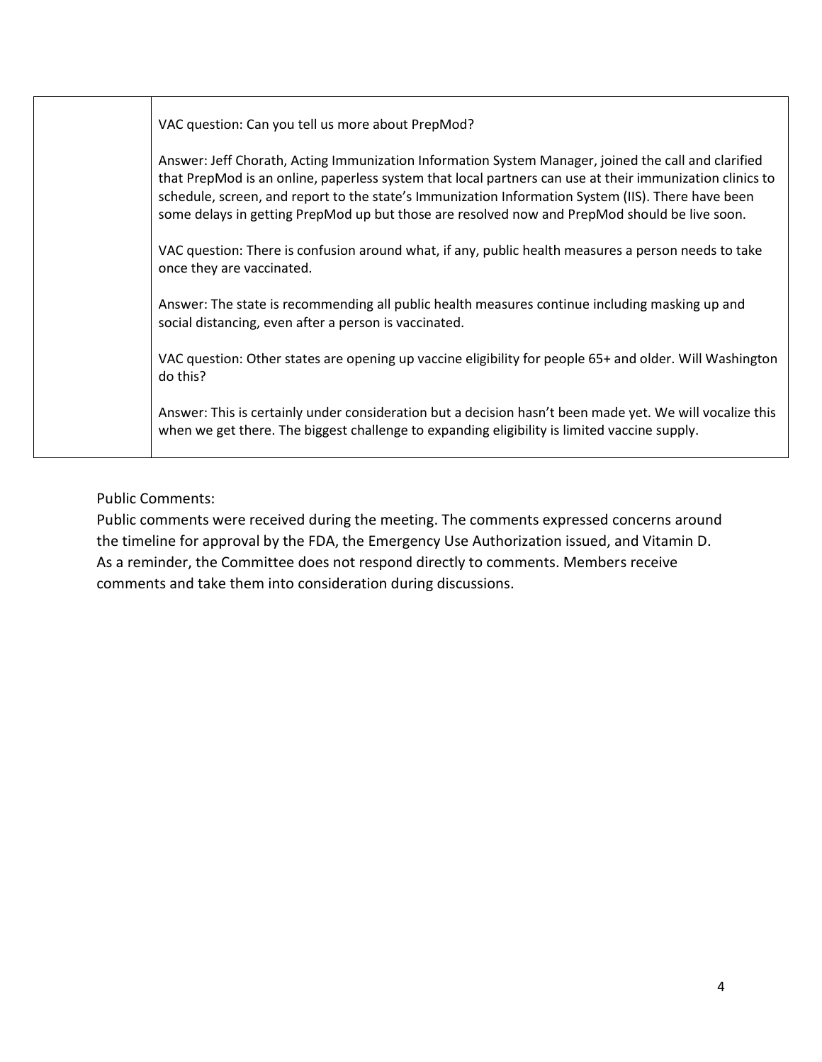| | |
|---|---|
| | VAC question: Can you tell us more about PrepMod?<br><br>Answer: Jeff Chorath, Acting Immunization Information System Manager, joined the call and clarified that PrepMod is an online, paperless system that local partners can use at their immunization clinics to schedule, screen, and report to the state's Immunization Information System (IIS). There have been some delays in getting PrepMod up but those are resolved now and PrepMod should be live soon.<br><br>VAC question: There is confusion around what, if any, public health measures a person needs to take once they are vaccinated.<br><br>Answer: The state is recommending all public health measures continue including masking up and social distancing, even after a person is vaccinated.<br><br>VAC question: Other states are opening up vaccine eligibility for people 65+ and older. Will Washington do this?<br><br>Answer: This is certainly under consideration but a decision hasn't been made yet. We will vocalize this when we get there. The biggest challenge to expanding eligibility is limited vaccine supply. |

Public Comments:

Public comments were received during the meeting. The comments expressed concerns around the timeline for approval by the FDA, the Emergency Use Authorization issued, and Vitamin D. As a reminder, the Committee does not respond directly to comments. Members receive comments and take them into consideration during discussions.